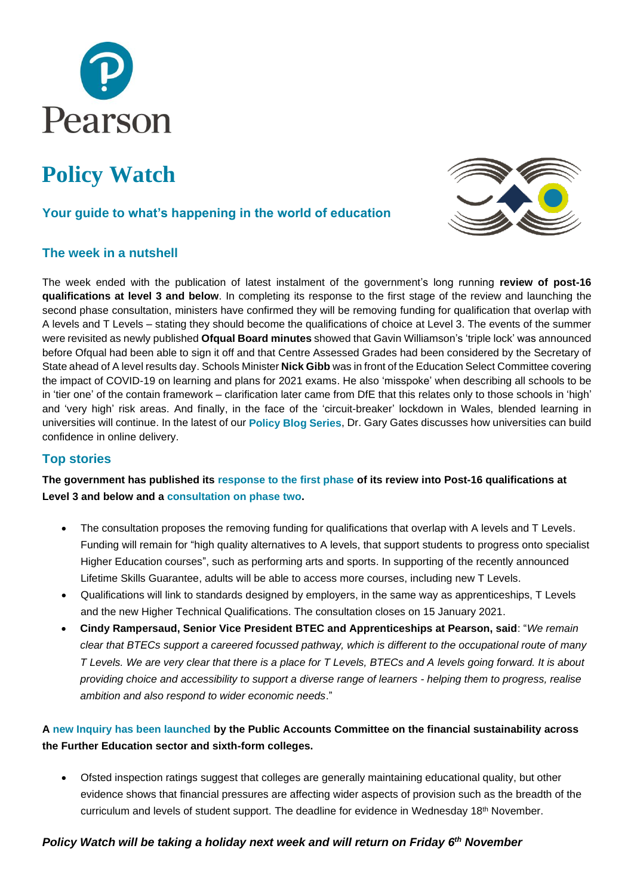Pearson

# Policy Watch

### Your guide to what's happening in the world of education

## The week in a nutshell

The week ended with the publication of latest instalment of the government's long running **review of post-16 qualifications at level 3 and below**. In completing its response to the first stage of the review and launching the second phase consultation, ministers have confirmed they will be removing funding for qualification that overlap with A levels and T Levels – stating they should become the qualifications of choice at Level 3. The events of the summer were revisited as newly published **Ofqual Board minutes** showed that Gavin Williamson's 'triple lock' was announced before Ofqual had been able to sign it off and that Centre Assessed Grades had been considered by the Secretary of State ahead of A level results day. Schools Minister **Nick Gibb** was in front of the Education Select Committee covering the impact of COVID-19 on learning and plans for 2021 exams. He also 'misspoke' when describing all schools to be in 'tier one' of the contain framework – clarification later came from DfE that this relates only to those schools in 'high' and 'very high' risk areas. And finally, in the face of the 'circuit-breaker' lockdown in Wales, blended learning in universities will continue. In the latest of our **Policy Blog Series**, Dr. Gary Gates discusses how universities can build confidence in online delivery.

## Top stories

**The government has published its response to the first phase of its review into Post-16 qualifications at Level 3 and below and a consultation on phase two.**

- The consultation proposes the removing funding for qualifications that overlap with A levels and T Levels. Funding will remain for "high quality alternatives to A levels, that support students to progress onto specialist Higher Education courses", such as performing arts and sports. In supporting of the recently announced Lifetime Skills Guarantee, adults will be able to access more courses, including new T Levels.
- Qualifications will link to standards designed by employers, in the same way as apprenticeships, T Levels and the new Higher Technical Qualifications. The consultation closes on 15 January 2021.
- **Cindy Rampersaud, Senior Vice President BTEC and Apprenticeships at Pearson, said**: "*We remain clear that BTECs support a careered focussed pathway, which is different to the occupational route of many T Levels. We are very clear that there is a place for T Levels, BTECs and A levels going forward. It is about providing choice and accessibility to support a diverse range of learners - helping them to progress, realise ambition and also respond to wider economic needs*."

**A new Inquiry has been launched by the Public Accounts Committee on the financial sustainability across the Further Education sector and sixth-form colleges.**

- Ofsted inspection ratings suggest that colleges are generally maintaining educational quality, but other evidence shows that financial pressures are affecting wider aspects of provision such as the breadth of the curriculum and levels of student support. The deadline for evidence in Wednesday 18th November.

***Policy Watch will be taking a holiday next week and will return on Friday 6th November***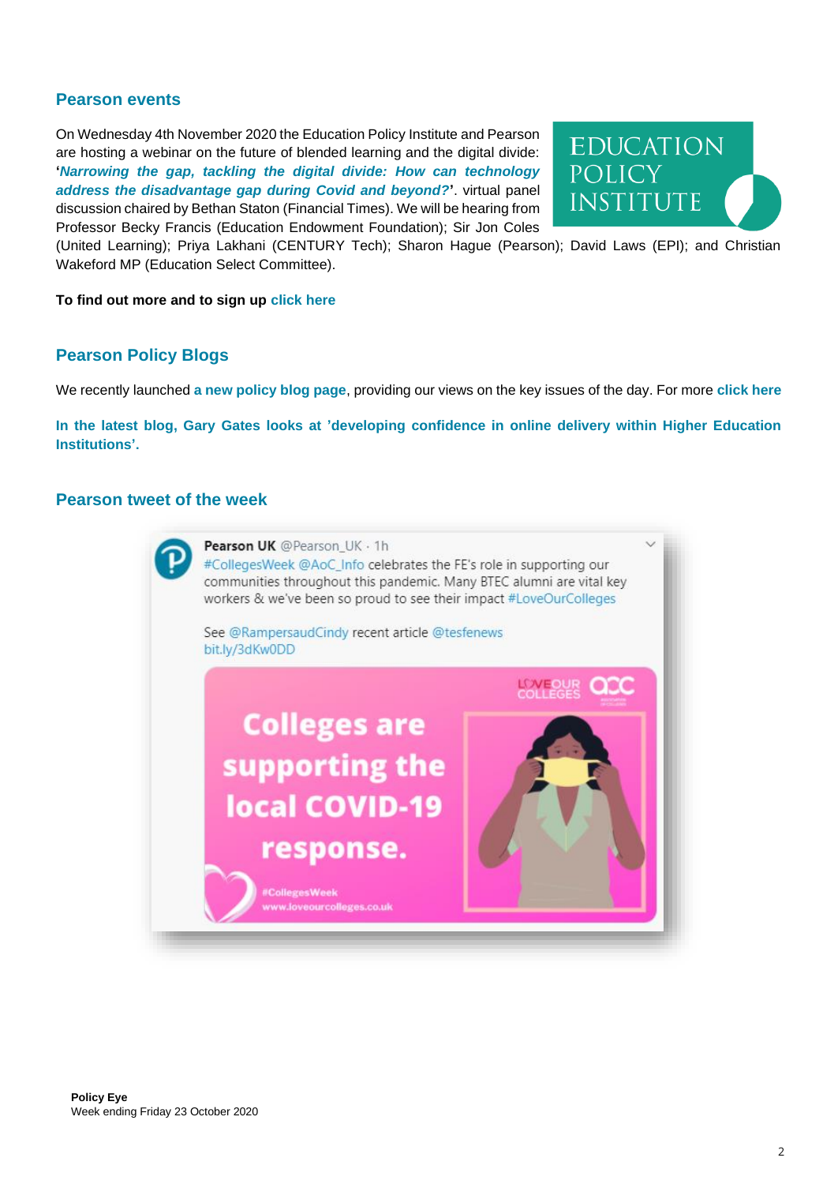## Pearson events

On Wednesday 4th November 2020 the Education Policy Institute and Pearson are hosting a webinar on the future of blended learning and the digital divide: '***Narrowing the gap, tackling the digital divide: How can technology address the disadvantage gap during Covid and beyond?***'. virtual panel discussion chaired by Bethan Staton (Financial Times). We will be hearing from Professor Becky Francis (Education Endowment Foundation); Sir Jon Coles (United Learning); Priya Lakhani (CENTURY Tech); Sharon Hague (Pearson); David Laws (EPI); and Christian Wakeford MP (Education Select Committee).

**To find out more and to sign up click here**

## Pearson Policy Blogs

We recently launched **a new policy blog page**, providing our views on the key issues of the day. For more **click here**

**In the latest blog, Gary Gates looks at 'developing confidence in online delivery within Higher Education Institutions'.**

## Pearson tweet of the week

**Pearson UK** @Pearson_UK · 1h
#CollegesWeek @AoC_Info celebrates the FE's role in supporting our communities throughout this pandemic. Many BTEC alumni are vital key workers & we've been so proud to see their impact #LoveOurColleges

See @RampersaudCindy recent article @tesfenews
bit.ly/3dKw0DD

Colleges are supporting the local COVID-19 response.

#CollegesWeek
www.loveourcolleges.co.uk

**Policy Eye**
Week ending Friday 23 October 2020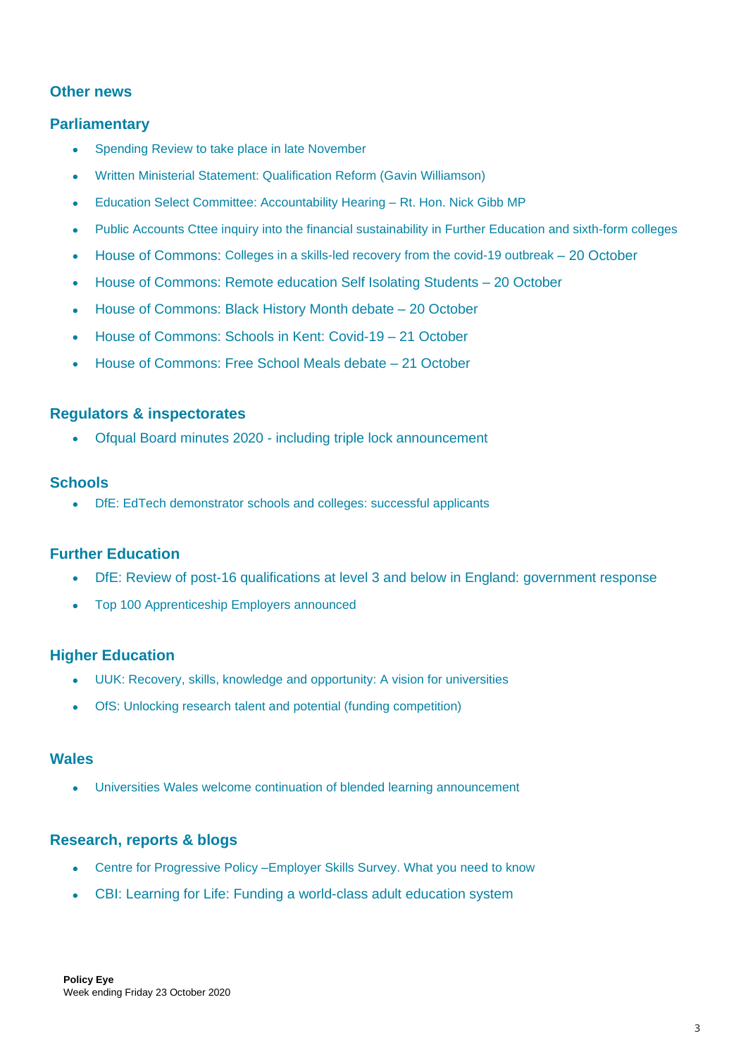## Other news

### Parliamentary

- Spending Review to take place in late November
- Written Ministerial Statement: Qualification Reform (Gavin Williamson)
- Education Select Committee: Accountability Hearing – Rt. Hon. Nick Gibb MP
- Public Accounts Cttee inquiry into the financial sustainability in Further Education and sixth-form colleges
- House of Commons: Colleges in a skills-led recovery from the covid-19 outbreak – 20 October
- House of Commons: Remote education Self Isolating Students – 20 October
- House of Commons: Black History Month debate – 20 October
- House of Commons: Schools in Kent: Covid-19 – 21 October
- House of Commons: Free School Meals debate – 21 October

### Regulators & inspectorates

- Ofqual Board minutes 2020 - including triple lock announcement

### Schools

- DfE: EdTech demonstrator schools and colleges: successful applicants

### Further Education

- DfE: Review of post-16 qualifications at level 3 and below in England: government response
- Top 100 Apprenticeship Employers announced

### Higher Education

- UUK: Recovery, skills, knowledge and opportunity: A vision for universities
- OfS: Unlocking research talent and potential (funding competition)

### Wales

- Universities Wales welcome continuation of blended learning announcement

### Research, reports & blogs

- Centre for Progressive Policy –Employer Skills Survey. What you need to know
- CBI: Learning for Life: Funding a world-class adult education system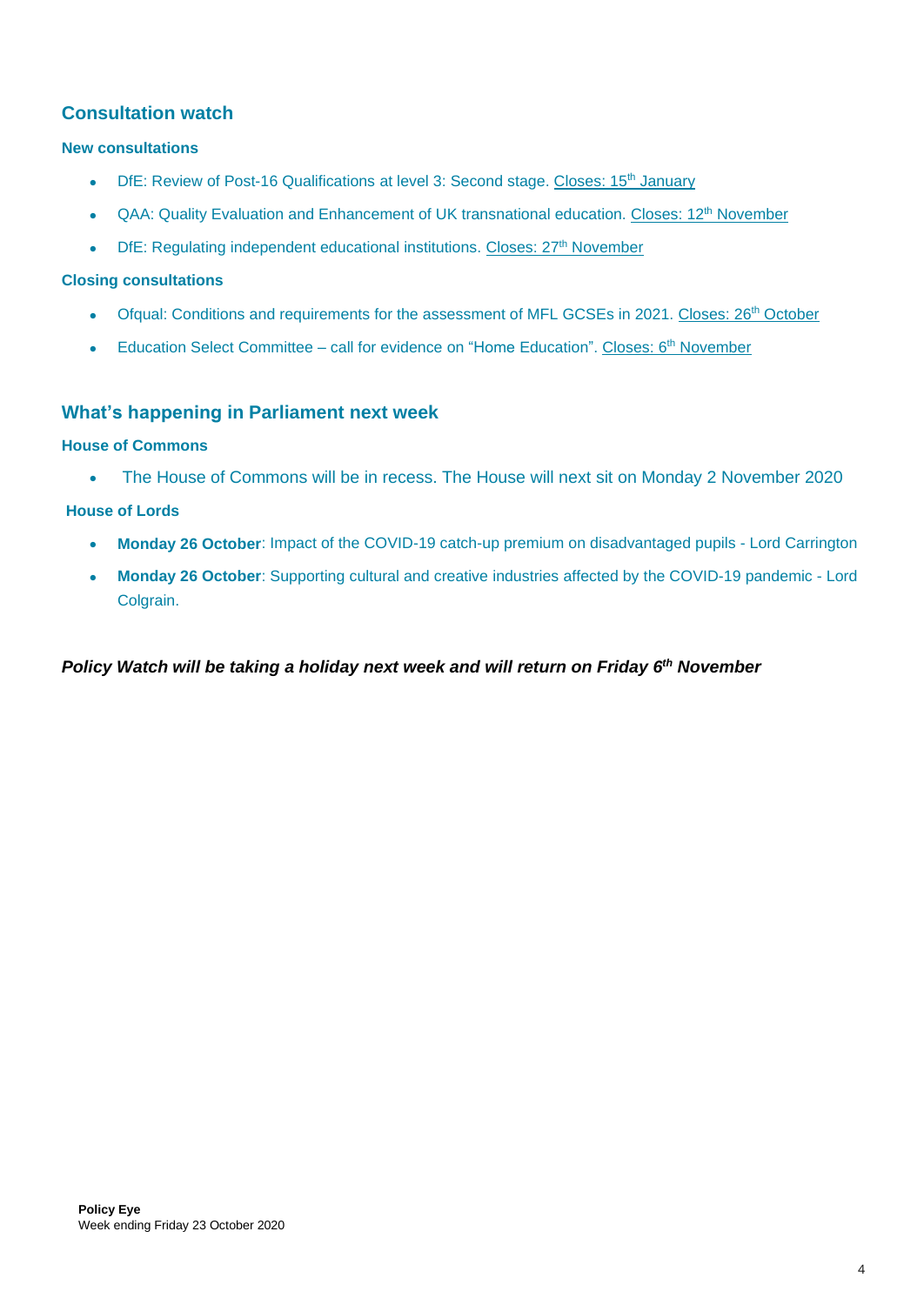## Consultation watch

### New consultations

- DfE: Review of Post-16 Qualifications at level 3: Second stage. Closes: 15th January
- QAA: Quality Evaluation and Enhancement of UK transnational education. Closes: 12th November
- DfE: Regulating independent educational institutions. Closes: 27th November

### Closing consultations

- Ofqual: Conditions and requirements for the assessment of MFL GCSEs in 2021. Closes: 26th October
- Education Select Committee – call for evidence on "Home Education". Closes: 6th November

## What's happening in Parliament next week

### House of Commons

- The House of Commons will be in recess. The House will next sit on Monday 2 November 2020

### House of Lords

- **Monday 26 October**: Impact of the COVID-19 catch-up premium on disadvantaged pupils - Lord Carrington
- **Monday 26 October**: Supporting cultural and creative industries affected by the COVID-19 pandemic - Lord Colgrain.

***Policy Watch will be taking a holiday next week and will return on Friday 6th November***